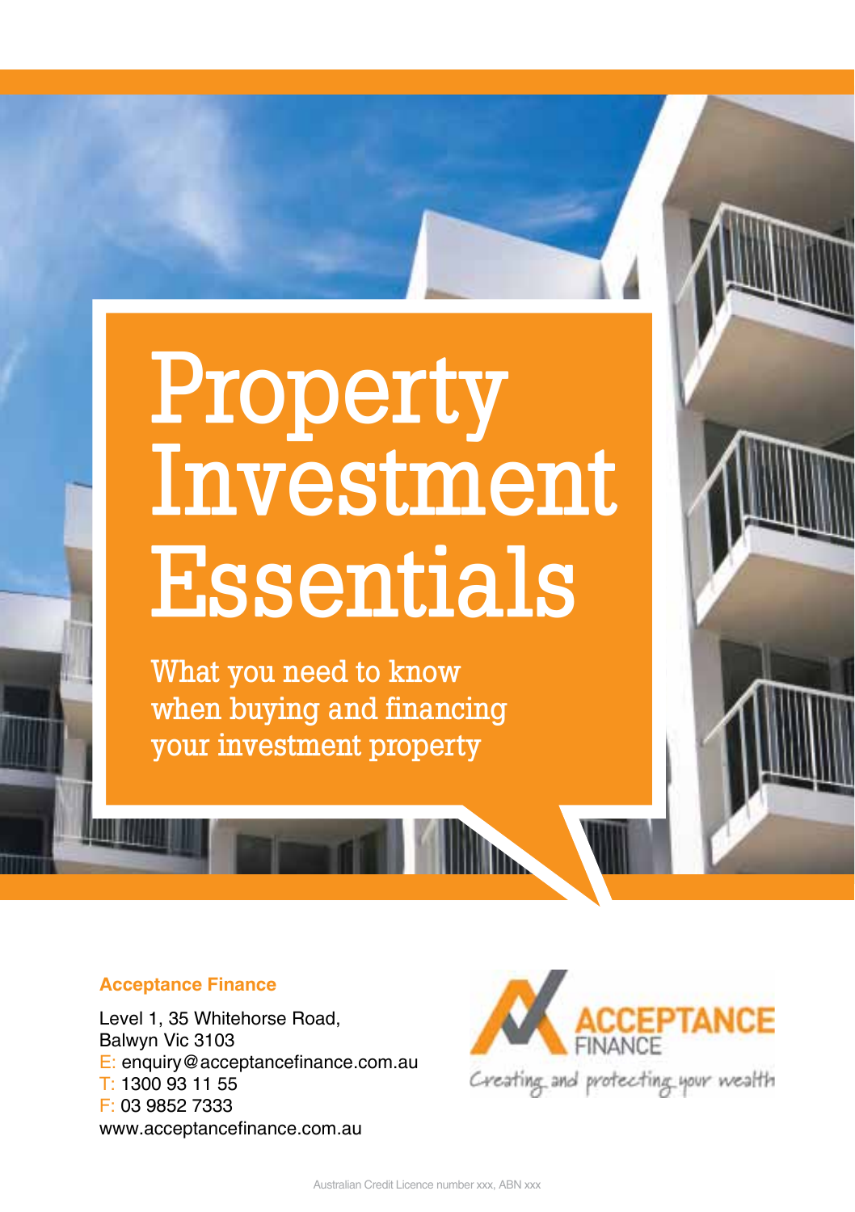# Property Investment Essentials

What you need to know when buying and financing your investment property

**Acceptance Finance**

Level 1, 35 Whitehorse Road,
Balwyn Vic 3103
E: enquiry@acceptancefinance.com.au
T: 1300 93 11 55
F: 03 9852 7333
www.acceptancefinance.com.au

ACCEPTANCE FINANCE

Creating and protecting your wealth

Australian Credit Licence number xxx, ABN xxx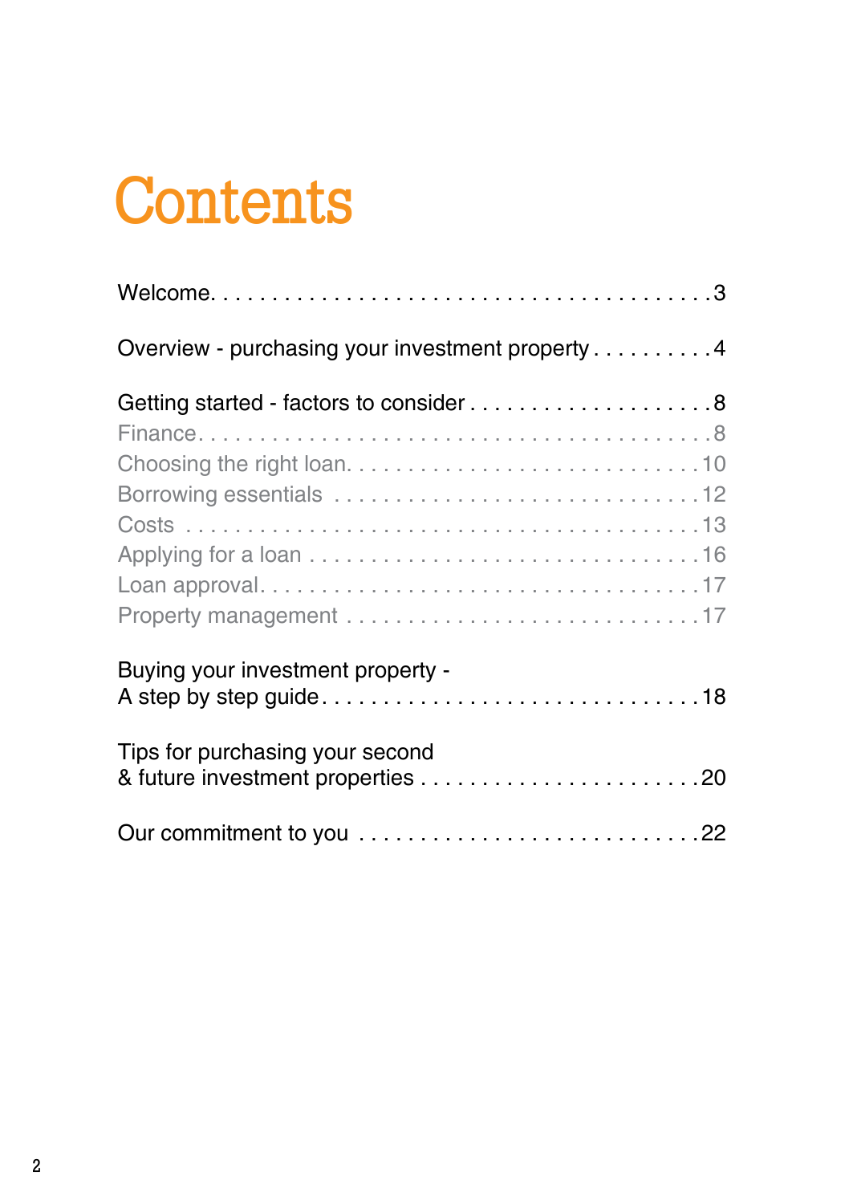# Contents

Welcome . . . . . . . . . . . . . . . . . . . . . . . . . . . . . . . . . . . . . . 3

Overview - purchasing your investment property . . . . . . . . . . 4

Getting started - factors to consider . . . . . . . . . . . . . . . . . . . . 8

- Finance . . . . . . . . . . . . . . . . . . . . . . . . . . . . . . . . . . . . . . 8
- Choosing the right loan . . . . . . . . . . . . . . . . . . . . . . . . . . . 10
- Borrowing essentials . . . . . . . . . . . . . . . . . . . . . . . . . . . . 12
- Costs . . . . . . . . . . . . . . . . . . . . . . . . . . . . . . . . . . . . . . 13
- Applying for a loan . . . . . . . . . . . . . . . . . . . . . . . . . . . . . 16
- Loan approval . . . . . . . . . . . . . . . . . . . . . . . . . . . . . . . . 17
- Property management . . . . . . . . . . . . . . . . . . . . . . . . . . . 17

Buying your investment property - A step by step guide . . . . . . . . . . . . . . . . . . . . . . . . . . . . . . 18

Tips for purchasing your second & future investment properties . . . . . . . . . . . . . . . . . . . . . . 20

Our commitment to you . . . . . . . . . . . . . . . . . . . . . . . . . . . 22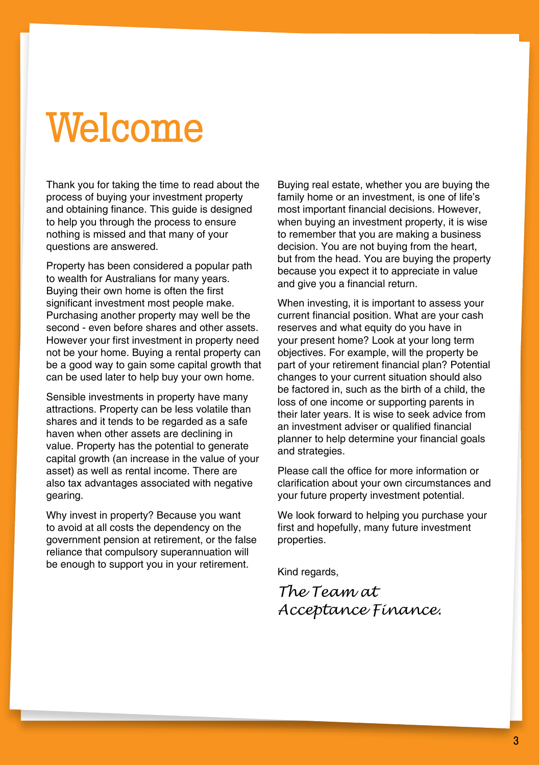# Welcome

Thank you for taking the time to read about the process of buying your investment property and obtaining finance. This guide is designed to help you through the process to ensure nothing is missed and that many of your questions are answered.

Property has been considered a popular path to wealth for Australians for many years. Buying their own home is often the first significant investment most people make. Purchasing another property may well be the second - even before shares and other assets. However your first investment in property need not be your home. Buying a rental property can be a good way to gain some capital growth that can be used later to help buy your own home.

Sensible investments in property have many attractions. Property can be less volatile than shares and it tends to be regarded as a safe haven when other assets are declining in value. Property has the potential to generate capital growth (an increase in the value of your asset) as well as rental income. There are also tax advantages associated with negative gearing.

Why invest in property? Because you want to avoid at all costs the dependency on the government pension at retirement, or the false reliance that compulsory superannuation will be enough to support you in your retirement.

Buying real estate, whether you are buying the family home or an investment, is one of life's most important financial decisions. However, when buying an investment property, it is wise to remember that you are making a business decision. You are not buying from the heart, but from the head. You are buying the property because you expect it to appreciate in value and give you a financial return.

When investing, it is important to assess your current financial position. What are your cash reserves and what equity do you have in your present home? Look at your long term objectives. For example, will the property be part of your retirement financial plan? Potential changes to your current situation should also be factored in, such as the birth of a child, the loss of one income or supporting parents in their later years. It is wise to seek advice from an investment adviser or qualified financial planner to help determine your financial goals and strategies.

Please call the office for more information or clarification about your own circumstances and your future property investment potential.

We look forward to helping you purchase your first and hopefully, many future investment properties.

Kind regards,

*The Team at Acceptance Finance.*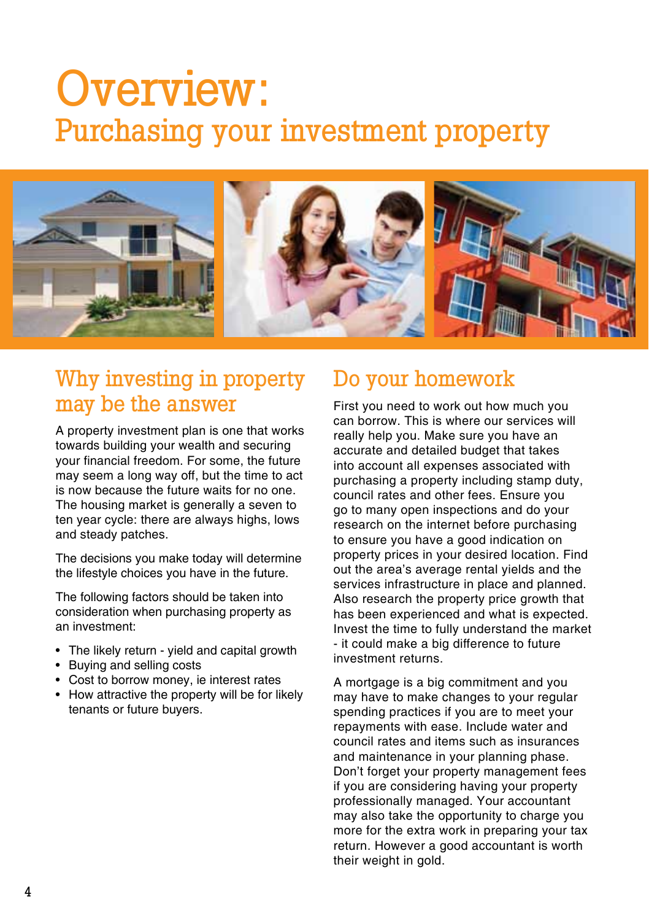# Overview:
## Purchasing your investment property

### Why investing in property may be the answer

A property investment plan is one that works towards building your wealth and securing your financial freedom. For some, the future may seem a long way off, but the time to act is now because the future waits for no one. The housing market is generally a seven to ten year cycle: there are always highs, lows and steady patches.

The decisions you make today will determine the lifestyle choices you have in the future.

The following factors should be taken into consideration when purchasing property as an investment:

- The likely return - yield and capital growth
- Buying and selling costs
- Cost to borrow money, ie interest rates
- How attractive the property will be for likely tenants or future buyers.

### Do your homework

First you need to work out how much you can borrow. This is where our services will really help you. Make sure you have an accurate and detailed budget that takes into account all expenses associated with purchasing a property including stamp duty, council rates and other fees. Ensure you go to many open inspections and do your research on the internet before purchasing to ensure you have a good indication on property prices in your desired location. Find out the area's average rental yields and the services infrastructure in place and planned. Also research the property price growth that has been experienced and what is expected. Invest the time to fully understand the market - it could make a big difference to future investment returns.

A mortgage is a big commitment and you may have to make changes to your regular spending practices if you are to meet your repayments with ease. Include water and council rates and items such as insurances and maintenance in your planning phase. Don't forget your property management fees if you are considering having your property professionally managed. Your accountant may also take the opportunity to charge you more for the extra work in preparing your tax return. However a good accountant is worth their weight in gold.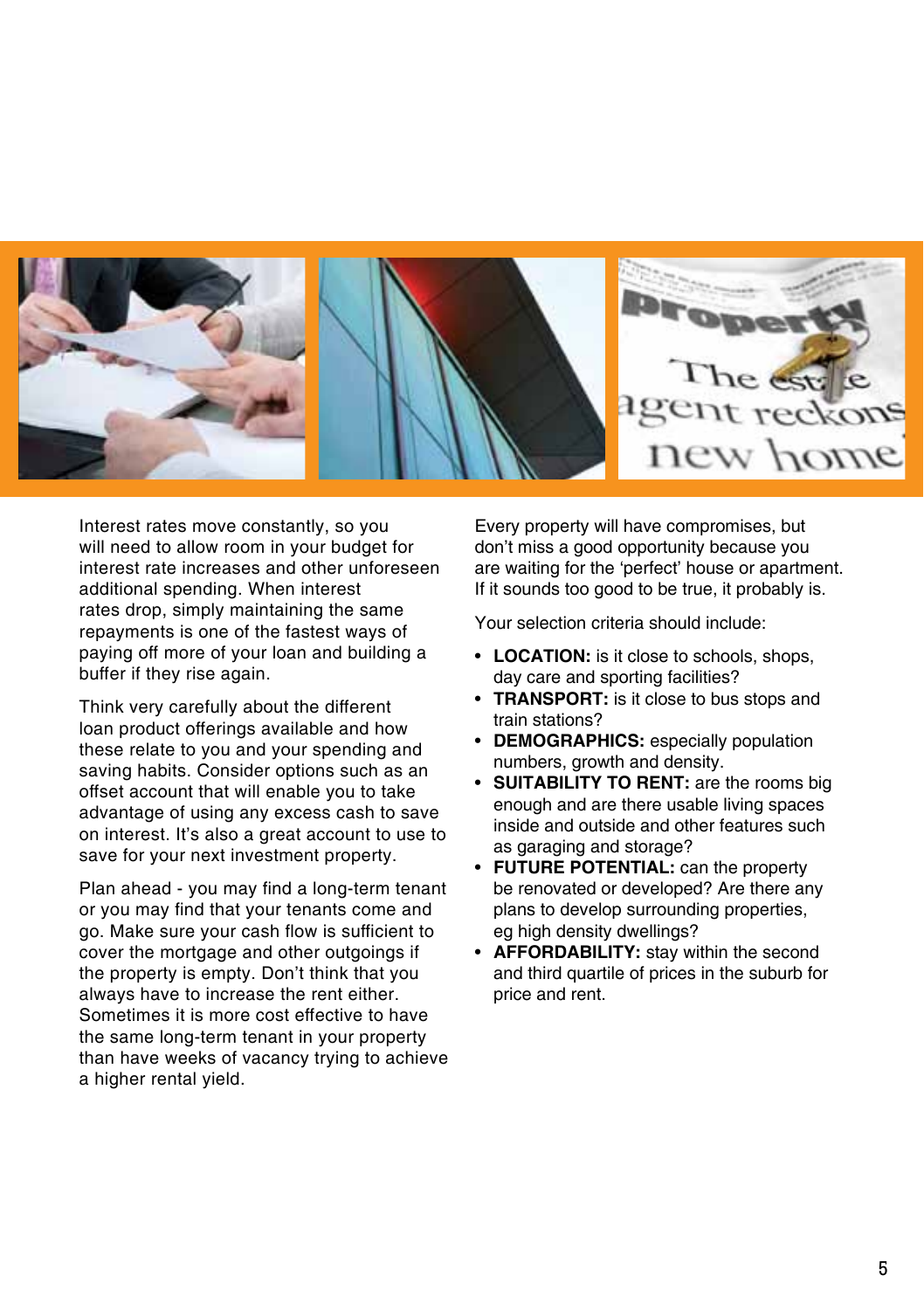Interest rates move constantly, so you will need to allow room in your budget for interest rate increases and other unforeseen additional spending. When interest rates drop, simply maintaining the same repayments is one of the fastest ways of paying off more of your loan and building a buffer if they rise again.

Think very carefully about the different loan product offerings available and how these relate to you and your spending and saving habits. Consider options such as an offset account that will enable you to take advantage of using any excess cash to save on interest. It's also a great account to use to save for your next investment property.

Plan ahead - you may find a long-term tenant or you may find that your tenants come and go. Make sure your cash flow is sufficient to cover the mortgage and other outgoings if the property is empty. Don't think that you always have to increase the rent either. Sometimes it is more cost effective to have the same long-term tenant in your property than have weeks of vacancy trying to achieve a higher rental yield.

Every property will have compromises, but don't miss a good opportunity because you are waiting for the 'perfect' house or apartment. If it sounds too good to be true, it probably is.

Your selection criteria should include:

- **LOCATION:** is it close to schools, shops, day care and sporting facilities?
- **TRANSPORT:** is it close to bus stops and train stations?
- **DEMOGRAPHICS:** especially population numbers, growth and density.
- **SUITABILITY TO RENT:** are the rooms big enough and are there usable living spaces inside and outside and other features such as garaging and storage?
- **FUTURE POTENTIAL:** can the property be renovated or developed? Are there any plans to develop surrounding properties, eg high density dwellings?
- **AFFORDABILITY:** stay within the second and third quartile of prices in the suburb for price and rent.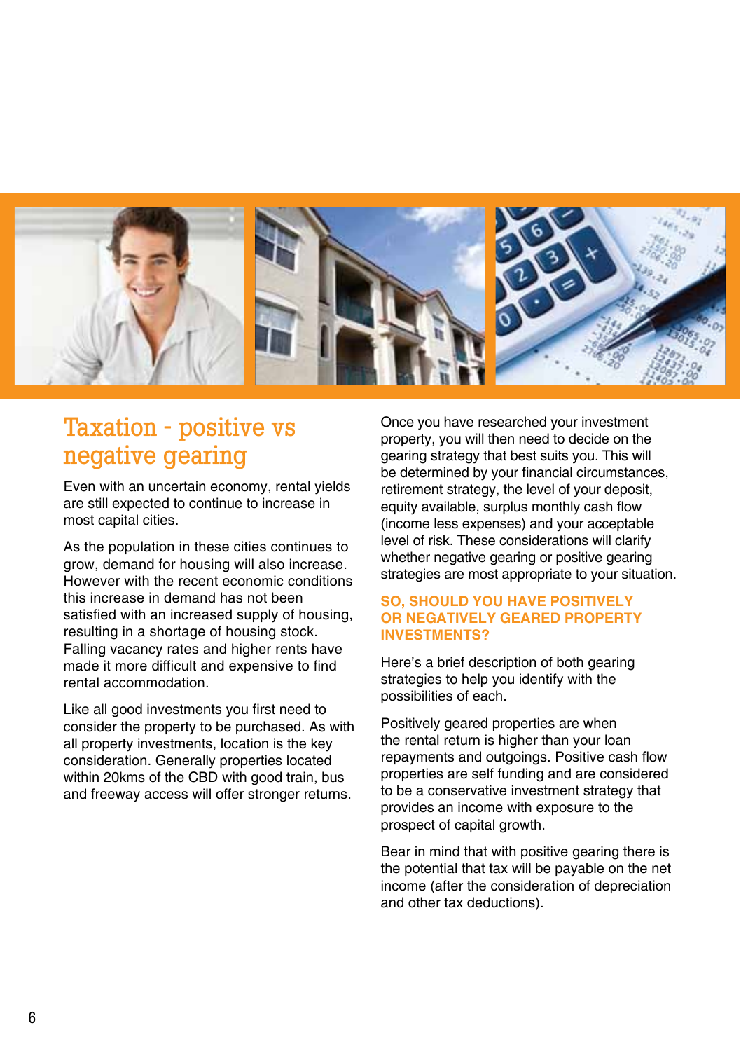# Taxation - positive vs negative gearing

Even with an uncertain economy, rental yields are still expected to continue to increase in most capital cities.

As the population in these cities continues to grow, demand for housing will also increase. However with the recent economic conditions this increase in demand has not been satisfied with an increased supply of housing, resulting in a shortage of housing stock. Falling vacancy rates and higher rents have made it more difficult and expensive to find rental accommodation.

Like all good investments you first need to consider the property to be purchased. As with all property investments, location is the key consideration. Generally properties located within 20kms of the CBD with good train, bus and freeway access will offer stronger returns.

Once you have researched your investment property, you will then need to decide on the gearing strategy that best suits you. This will be determined by your financial circumstances, retirement strategy, the level of your deposit, equity available, surplus monthly cash flow (income less expenses) and your acceptable level of risk. These considerations will clarify whether negative gearing or positive gearing strategies are most appropriate to your situation.

## SO, SHOULD YOU HAVE POSITIVELY OR NEGATIVELY GEARED PROPERTY INVESTMENTS?

Here's a brief description of both gearing strategies to help you identify with the possibilities of each.

Positively geared properties are when the rental return is higher than your loan repayments and outgoings. Positive cash flow properties are self funding and are considered to be a conservative investment strategy that provides an income with exposure to the prospect of capital growth.

Bear in mind that with positive gearing there is the potential that tax will be payable on the net income (after the consideration of depreciation and other tax deductions).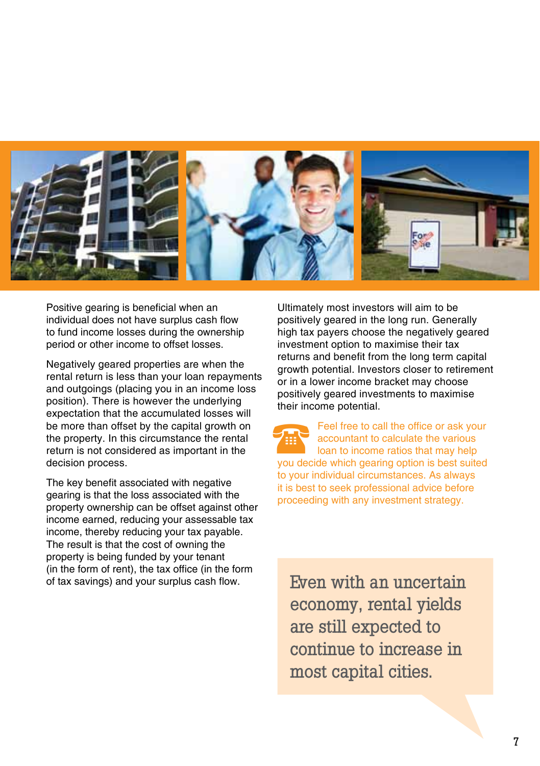Positive gearing is beneficial when an individual does not have surplus cash flow to fund income losses during the ownership period or other income to offset losses.

Negatively geared properties are when the rental return is less than your loan repayments and outgoings (placing you in an income loss position). There is however the underlying expectation that the accumulated losses will be more than offset by the capital growth on the property. In this circumstance the rental return is not considered as important in the decision process.

The key benefit associated with negative gearing is that the loss associated with the property ownership can be offset against other income earned, reducing your assessable tax income, thereby reducing your tax payable. The result is that the cost of owning the property is being funded by your tenant (in the form of rent), the tax office (in the form of tax savings) and your surplus cash flow.

Ultimately most investors will aim to be positively geared in the long run. Generally high tax payers choose the negatively geared investment option to maximise their tax returns and benefit from the long term capital growth potential. Investors closer to retirement or in a lower income bracket may choose positively geared investments to maximise their income potential.

Feel free to call the office or ask your accountant to calculate the various loan to income ratios that may help you decide which gearing option is best suited to your individual circumstances. As always it is best to seek professional advice before proceeding with any investment strategy.

> Even with an uncertain economy, rental yields are still expected to continue to increase in most capital cities.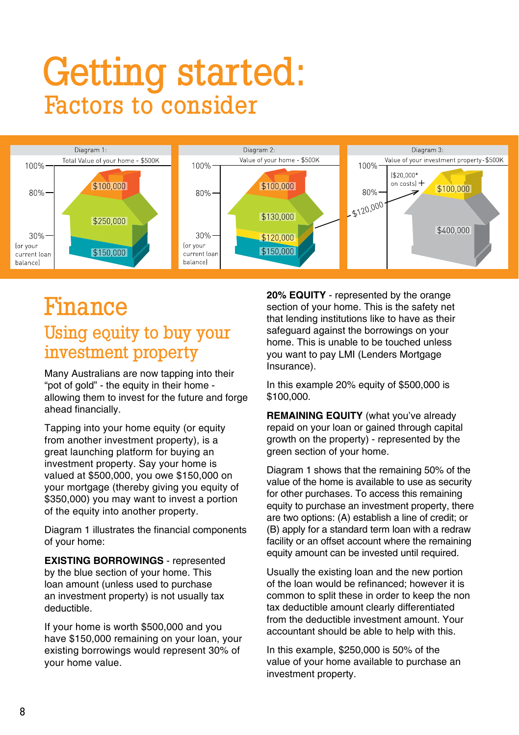# Getting started:

## Factors to consider

Diagram 1: Total Value of your home - $500K

100% — $100,000

80% — $250,000

30% (or your current loan balance) — $150,000

Diagram 2: Value of your home - $500K

100% — $100,000

80% — $130,000

30% (or your current loan balance) — $120,000 / $150,000

Diagram 3: Value of your investment property - $500K

100% — ($20,000* on costs) + $100,000

80% — $120,000 — $400,000

# Finance

## Using equity to buy your investment property

Many Australians are now tapping into their "pot of gold" - the equity in their home - allowing them to invest for the future and forge ahead financially.

Tapping into your home equity (or equity from another investment property), is a great launching platform for buying an investment property. Say your home is valued at $500,000, you owe $150,000 on your mortgage (thereby giving you equity of $350,000) you may want to invest a portion of the equity into another property.

Diagram 1 illustrates the financial components of your home:

**EXISTING BORROWINGS** - represented by the blue section of your home. This loan amount (unless used to purchase an investment property) is not usually tax deductible.

If your home is worth $500,000 and you have $150,000 remaining on your loan, your existing borrowings would represent 30% of your home value.

**20% EQUITY** - represented by the orange section of your home. This is the safety net that lending institutions like to have as their safeguard against the borrowings on your home. This is unable to be touched unless you want to pay LMI (Lenders Mortgage Insurance).

In this example 20% equity of $500,000 is $100,000.

**REMAINING EQUITY** (what you've already repaid on your loan or gained through capital growth on the property) - represented by the green section of your home.

Diagram 1 shows that the remaining 50% of the value of the home is available to use as security for other purchases. To access this remaining equity to purchase an investment property, there are two options: (A) establish a line of credit; or (B) apply for a standard term loan with a redraw facility or an offset account where the remaining equity amount can be invested until required.

Usually the existing loan and the new portion of the loan would be refinanced; however it is common to split these in order to keep the non tax deductible amount clearly differentiated from the deductible investment amount. Your accountant should be able to help with this.

In this example, $250,000 is 50% of the value of your home available to purchase an investment property.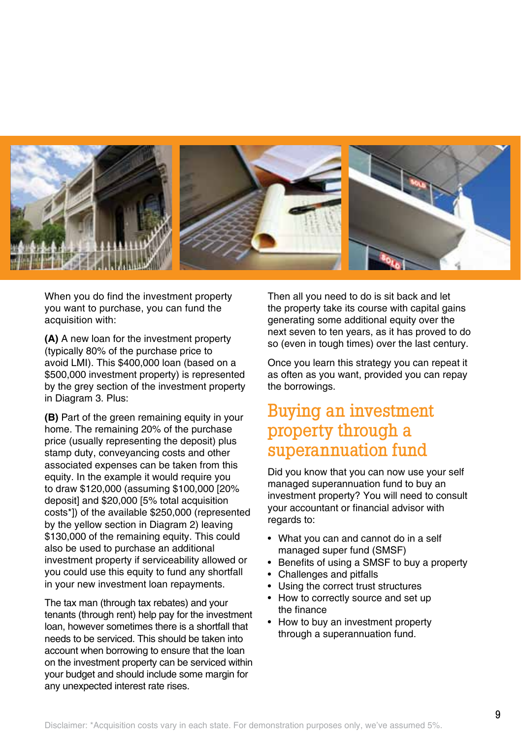When you do find the investment property you want to purchase, you can fund the acquisition with:

**(A)** A new loan for the investment property (typically 80% of the purchase price to avoid LMI). This $400,000 loan (based on a $500,000 investment property) is represented by the grey section of the investment property in Diagram 3. Plus:

**(B)** Part of the green remaining equity in your home. The remaining 20% of the purchase price (usually representing the deposit) plus stamp duty, conveyancing costs and other associated expenses can be taken from this equity. In the example it would require you to draw $120,000 (assuming $100,000 [20% deposit] and $20,000 [5% total acquisition costs*]) of the available $250,000 (represented by the yellow section in Diagram 2) leaving $130,000 of the remaining equity. This could also be used to purchase an additional investment property if serviceability allowed or you could use this equity to fund any shortfall in your new investment loan repayments.

The tax man (through tax rebates) and your tenants (through rent) help pay for the investment loan, however sometimes there is a shortfall that needs to be serviced. This should be taken into account when borrowing to ensure that the loan on the investment property can be serviced within your budget and should include some margin for any unexpected interest rate rises.

Then all you need to do is sit back and let the property take its course with capital gains generating some additional equity over the next seven to ten years, as it has proved to do so (even in tough times) over the last century.

Once you learn this strategy you can repeat it as often as you want, provided you can repay the borrowings.

## Buying an investment property through a superannuation fund

Did you know that you can now use your self managed superannuation fund to buy an investment property? You will need to consult your accountant or financial advisor with regards to:

- What you can and cannot do in a self managed super fund (SMSF)
- Benefits of using a SMSF to buy a property
- Challenges and pitfalls
- Using the correct trust structures
- How to correctly source and set up the finance
- How to buy an investment property through a superannuation fund.

Disclaimer: *Acquisition costs vary in each state. For demonstration purposes only, we've assumed 5%.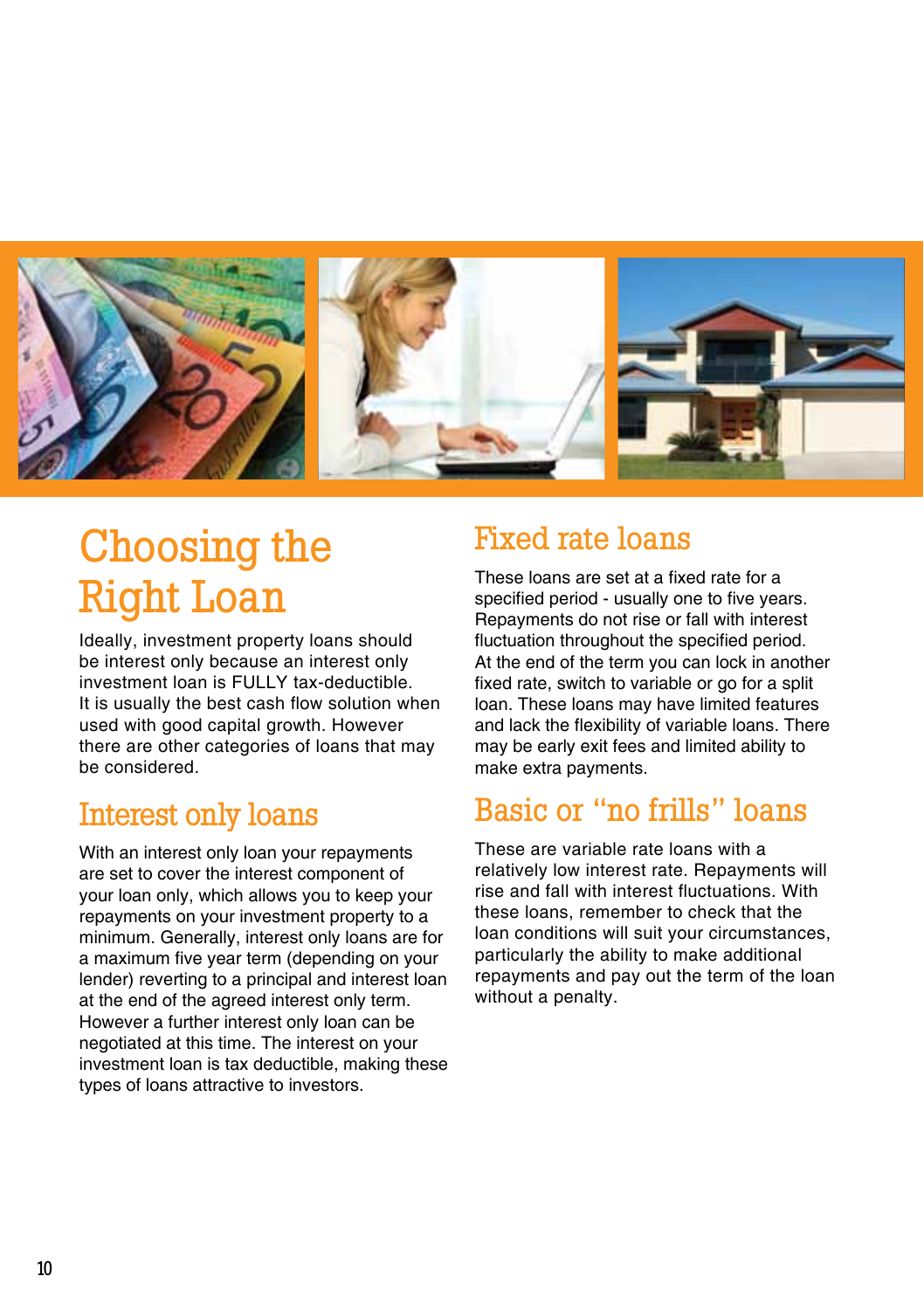# Choosing the Right Loan

Ideally, investment property loans should be interest only because an interest only investment loan is FULLY tax-deductible. It is usually the best cash flow solution when used with good capital growth. However there are other categories of loans that may be considered.

## Interest only loans

With an interest only loan your repayments are set to cover the interest component of your loan only, which allows you to keep your repayments on your investment property to a minimum. Generally, interest only loans are for a maximum five year term (depending on your lender) reverting to a principal and interest loan at the end of the agreed interest only term. However a further interest only loan can be negotiated at this time. The interest on your investment loan is tax deductible, making these types of loans attractive to investors.

## Fixed rate loans

These loans are set at a fixed rate for a specified period - usually one to five years. Repayments do not rise or fall with interest fluctuation throughout the specified period. At the end of the term you can lock in another fixed rate, switch to variable or go for a split loan. These loans may have limited features and lack the flexibility of variable loans. There may be early exit fees and limited ability to make extra payments.

## Basic or "no frills" loans

These are variable rate loans with a relatively low interest rate. Repayments will rise and fall with interest fluctuations. With these loans, remember to check that the loan conditions will suit your circumstances, particularly the ability to make additional repayments and pay out the term of the loan without a penalty.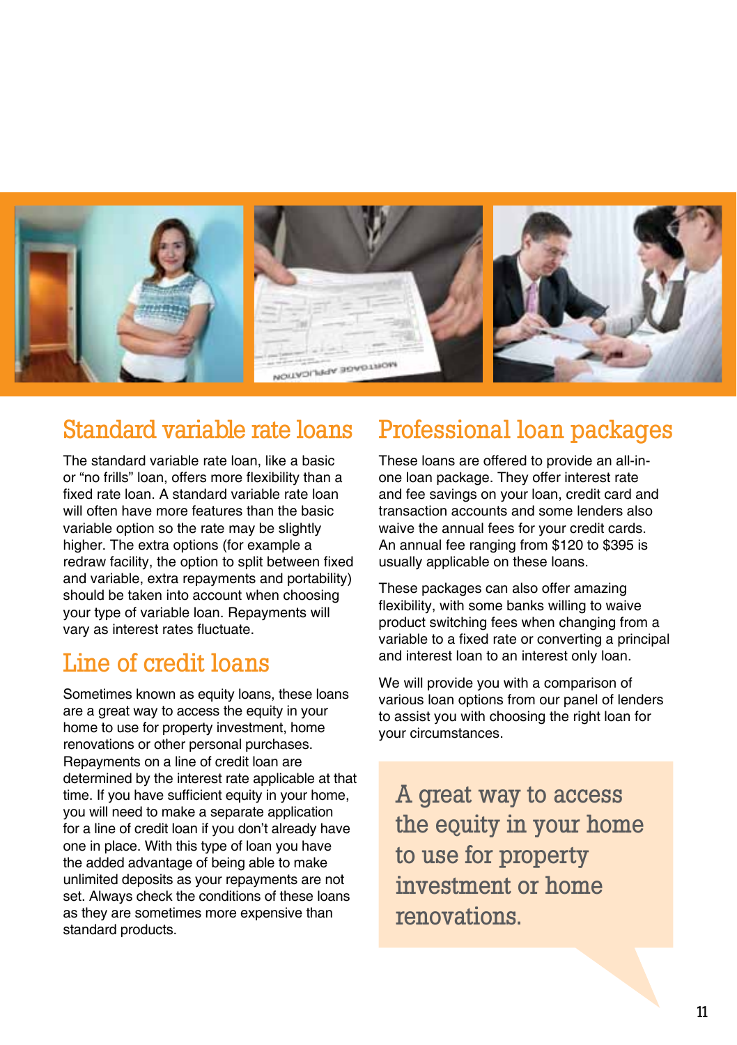## Standard variable rate loans

The standard variable rate loan, like a basic or "no frills" loan, offers more flexibility than a fixed rate loan. A standard variable rate loan will often have more features than the basic variable option so the rate may be slightly higher. The extra options (for example a redraw facility, the option to split between fixed and variable, extra repayments and portability) should be taken into account when choosing your type of variable loan. Repayments will vary as interest rates fluctuate.

## Line of credit loans

Sometimes known as equity loans, these loans are a great way to access the equity in your home to use for property investment, home renovations or other personal purchases. Repayments on a line of credit loan are determined by the interest rate applicable at that time. If you have sufficient equity in your home, you will need to make a separate application for a line of credit loan if you don't already have one in place. With this type of loan you have the added advantage of being able to make unlimited deposits as your repayments are not set. Always check the conditions of these loans as they are sometimes more expensive than standard products.

## Professional loan packages

These loans are offered to provide an all-in-one loan package. They offer interest rate and fee savings on your loan, credit card and transaction accounts and some lenders also waive the annual fees for your credit cards. An annual fee ranging from $120 to $395 is usually applicable on these loans.

These packages can also offer amazing flexibility, with some banks willing to waive product switching fees when changing from a variable to a fixed rate or converting a principal and interest loan to an interest only loan.

We will provide you with a comparison of various loan options from our panel of lenders to assist you with choosing the right loan for your circumstances.

> A great way to access the equity in your home to use for property investment or home renovations.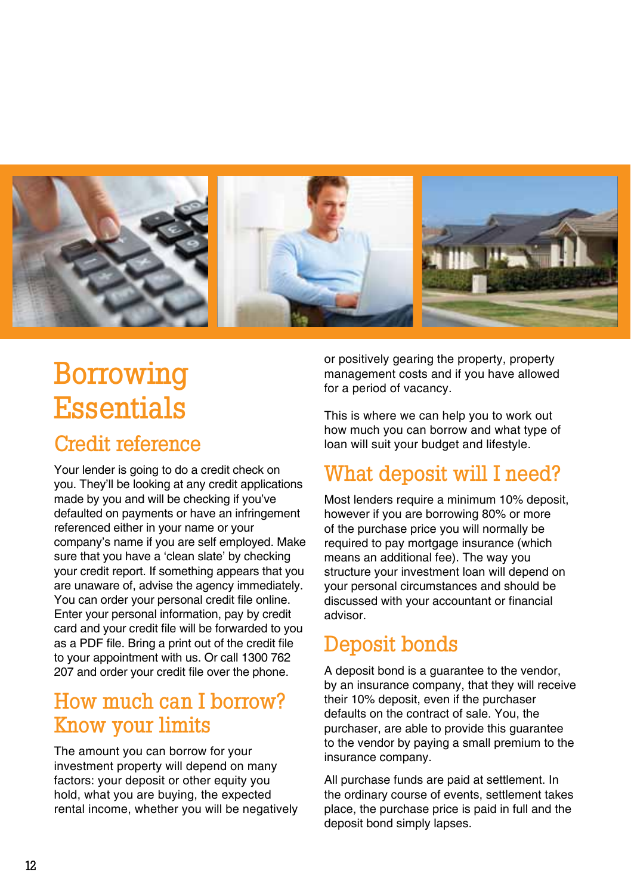# Borrowing Essentials

## Credit reference

Your lender is going to do a credit check on you. They'll be looking at any credit applications made by you and will be checking if you've defaulted on payments or have an infringement referenced either in your name or your company's name if you are self employed. Make sure that you have a 'clean slate' by checking your credit report. If something appears that you are unaware of, advise the agency immediately. You can order your personal credit file online. Enter your personal information, pay by credit card and your credit file will be forwarded to you as a PDF file. Bring a print out of the credit file to your appointment with us. Or call 1300 762 207 and order your credit file over the phone.

## How much can I borrow? Know your limits

The amount you can borrow for your investment property will depend on many factors: your deposit or other equity you hold, what you are buying, the expected rental income, whether you will be negatively or positively gearing the property, property management costs and if you have allowed for a period of vacancy.

This is where we can help you to work out how much you can borrow and what type of loan will suit your budget and lifestyle.

## What deposit will I need?

Most lenders require a minimum 10% deposit, however if you are borrowing 80% or more of the purchase price you will normally be required to pay mortgage insurance (which means an additional fee). The way you structure your investment loan will depend on your personal circumstances and should be discussed with your accountant or financial advisor.

## Deposit bonds

A deposit bond is a guarantee to the vendor, by an insurance company, that they will receive their 10% deposit, even if the purchaser defaults on the contract of sale. You, the purchaser, are able to provide this guarantee to the vendor by paying a small premium to the insurance company.

All purchase funds are paid at settlement. In the ordinary course of events, settlement takes place, the purchase price is paid in full and the deposit bond simply lapses.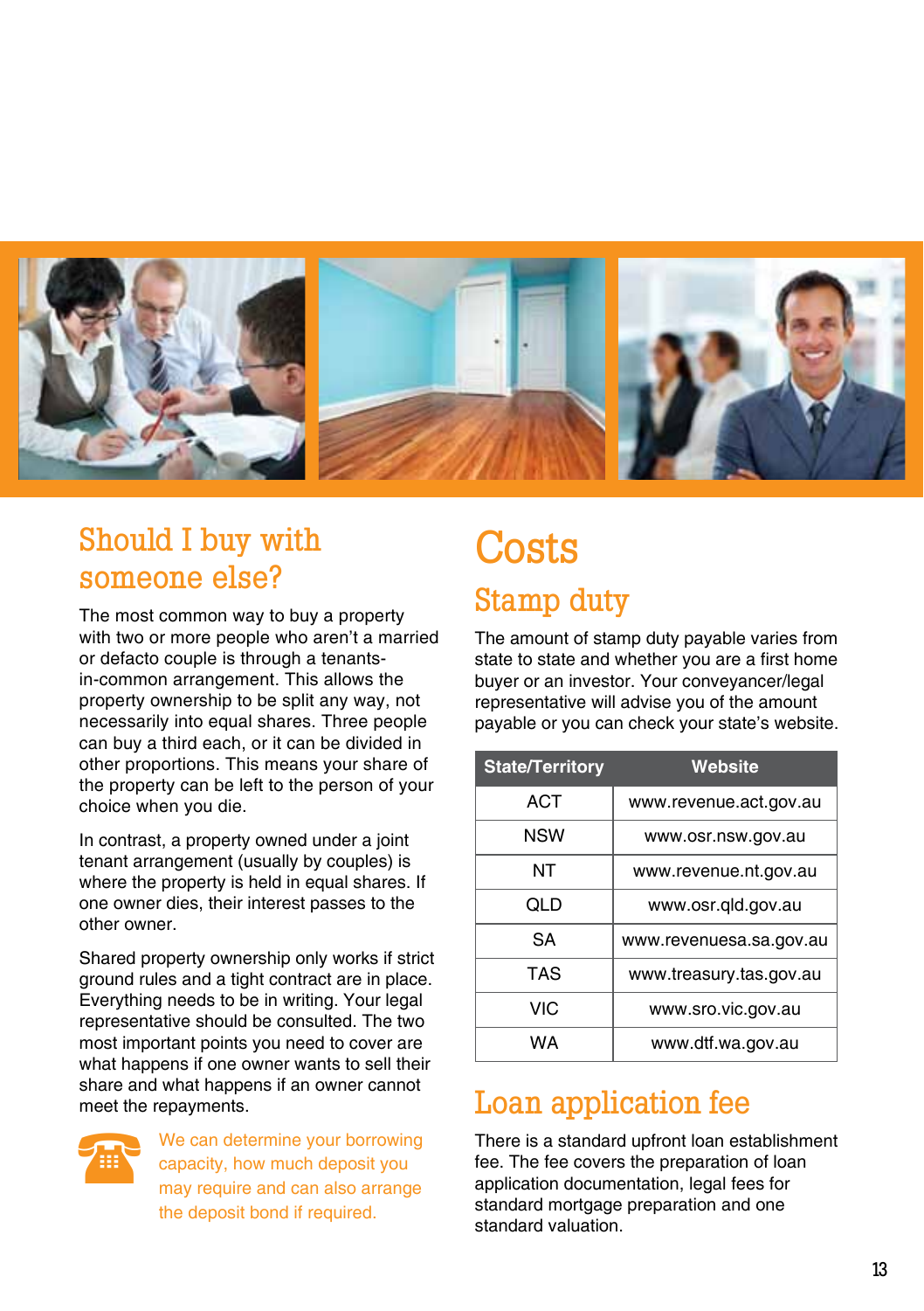## Should I buy with someone else?

The most common way to buy a property with two or more people who aren't a married or defacto couple is through a tenants-in-common arrangement. This allows the property ownership to be split any way, not necessarily into equal shares. Three people can buy a third each, or it can be divided in other proportions. This means your share of the property can be left to the person of your choice when you die.

In contrast, a property owned under a joint tenant arrangement (usually by couples) is where the property is held in equal shares. If one owner dies, their interest passes to the other owner.

Shared property ownership only works if strict ground rules and a tight contract are in place. Everything needs to be in writing. Your legal representative should be consulted. The two most important points you need to cover are what happens if one owner wants to sell their share and what happens if an owner cannot meet the repayments.

We can determine your borrowing capacity, how much deposit you may require and can also arrange the deposit bond if required.

# Costs

## Stamp duty

The amount of stamp duty payable varies from state to state and whether you are a first home buyer or an investor. Your conveyancer/legal representative will advise you of the amount payable or you can check your state's website.

| State/Territory | Website |
|---|---|
| ACT | www.revenue.act.gov.au |
| NSW | www.osr.nsw.gov.au |
| NT | www.revenue.nt.gov.au |
| QLD | www.osr.qld.gov.au |
| SA | www.revenuesa.sa.gov.au |
| TAS | www.treasury.tas.gov.au |
| VIC | www.sro.vic.gov.au |
| WA | www.dtf.wa.gov.au |

## Loan application fee

There is a standard upfront loan establishment fee. The fee covers the preparation of loan application documentation, legal fees for standard mortgage preparation and one standard valuation.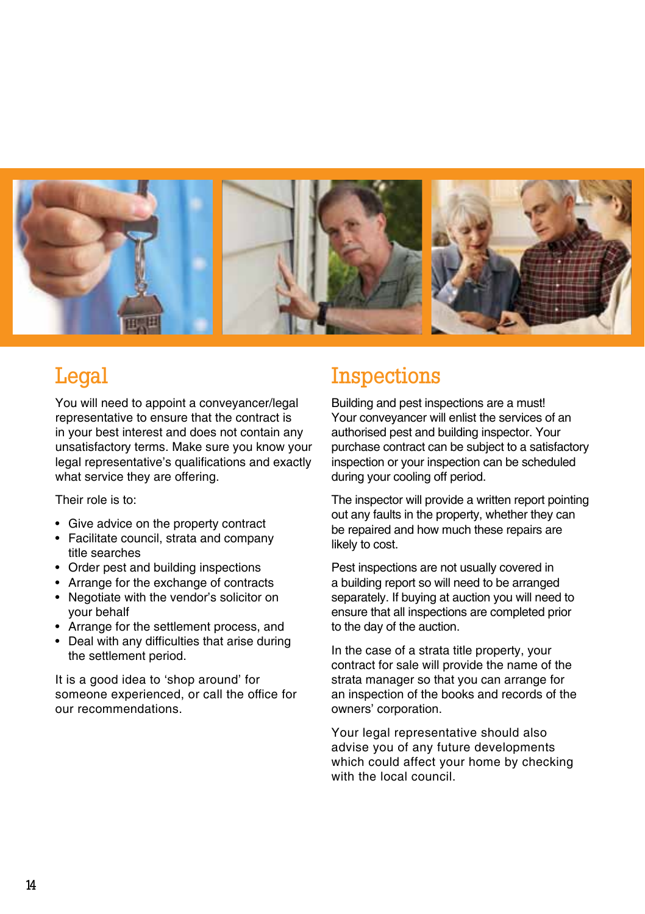## Legal

You will need to appoint a conveyancer/legal representative to ensure that the contract is in your best interest and does not contain any unsatisfactory terms. Make sure you know your legal representative's qualifications and exactly what service they are offering.

Their role is to:

- Give advice on the property contract
- Facilitate council, strata and company title searches
- Order pest and building inspections
- Arrange for the exchange of contracts
- Negotiate with the vendor's solicitor on your behalf
- Arrange for the settlement process, and
- Deal with any difficulties that arise during the settlement period.

It is a good idea to 'shop around' for someone experienced, or call the office for our recommendations.

## Inspections

Building and pest inspections are a must! Your conveyancer will enlist the services of an authorised pest and building inspector. Your purchase contract can be subject to a satisfactory inspection or your inspection can be scheduled during your cooling off period.

The inspector will provide a written report pointing out any faults in the property, whether they can be repaired and how much these repairs are likely to cost.

Pest inspections are not usually covered in a building report so will need to be arranged separately. If buying at auction you will need to ensure that all inspections are completed prior to the day of the auction.

In the case of a strata title property, your contract for sale will provide the name of the strata manager so that you can arrange for an inspection of the books and records of the owners' corporation.

Your legal representative should also advise you of any future developments which could affect your home by checking with the local council.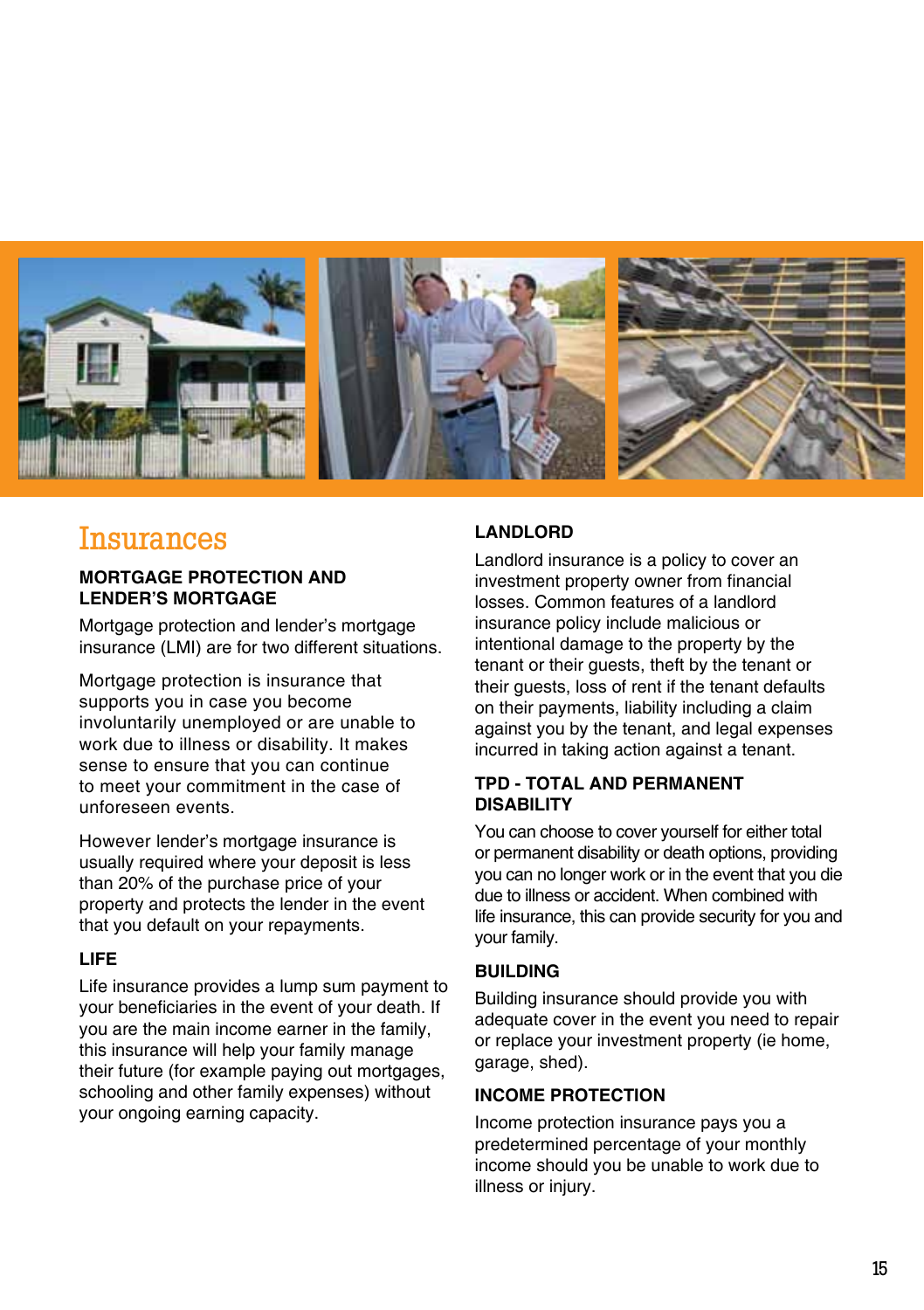# Insurances

### MORTGAGE PROTECTION AND LENDER'S MORTGAGE

Mortgage protection and lender's mortgage insurance (LMI) are for two different situations.

Mortgage protection is insurance that supports you in case you become involuntarily unemployed or are unable to work due to illness or disability. It makes sense to ensure that you can continue to meet your commitment in the case of unforeseen events.

However lender's mortgage insurance is usually required where your deposit is less than 20% of the purchase price of your property and protects the lender in the event that you default on your repayments.

### LIFE

Life insurance provides a lump sum payment to your beneficiaries in the event of your death. If you are the main income earner in the family, this insurance will help your family manage their future (for example paying out mortgages, schooling and other family expenses) without your ongoing earning capacity.

### LANDLORD

Landlord insurance is a policy to cover an investment property owner from financial losses. Common features of a landlord insurance policy include malicious or intentional damage to the property by the tenant or their guests, theft by the tenant or their guests, loss of rent if the tenant defaults on their payments, liability including a claim against you by the tenant, and legal expenses incurred in taking action against a tenant.

### TPD - TOTAL AND PERMANENT DISABILITY

You can choose to cover yourself for either total or permanent disability or death options, providing you can no longer work or in the event that you die due to illness or accident. When combined with life insurance, this can provide security for you and your family.

### BUILDING

Building insurance should provide you with adequate cover in the event you need to repair or replace your investment property (ie home, garage, shed).

### INCOME PROTECTION

Income protection insurance pays you a predetermined percentage of your monthly income should you be unable to work due to illness or injury.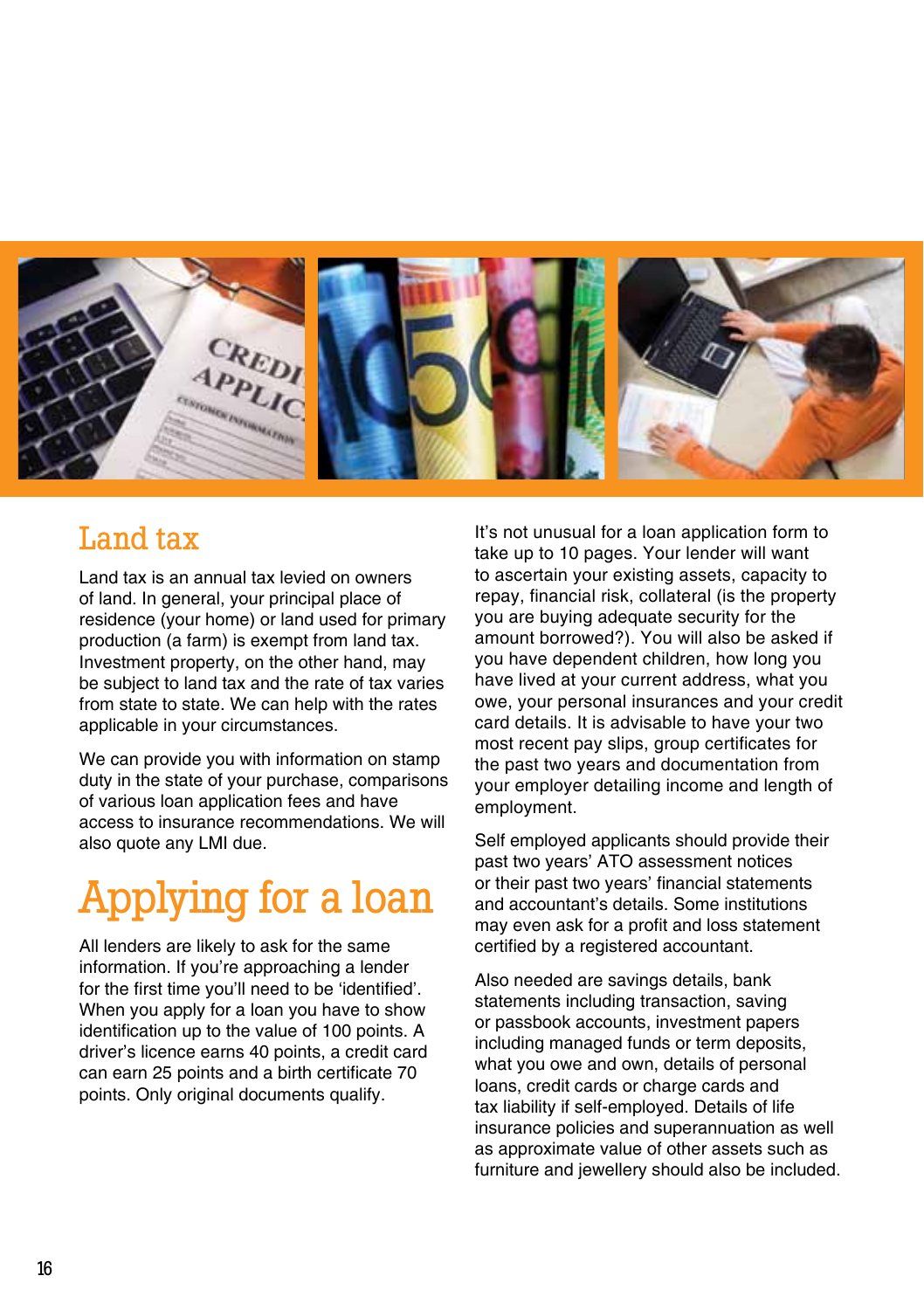## Land tax

Land tax is an annual tax levied on owners of land. In general, your principal place of residence (your home) or land used for primary production (a farm) is exempt from land tax. Investment property, on the other hand, may be subject to land tax and the rate of tax varies from state to state. We can help with the rates applicable in your circumstances.

We can provide you with information on stamp duty in the state of your purchase, comparisons of various loan application fees and have access to insurance recommendations. We will also quote any LMI due.

# Applying for a loan

All lenders are likely to ask for the same information. If you're approaching a lender for the first time you'll need to be 'identified'. When you apply for a loan you have to show identification up to the value of 100 points. A driver's licence earns 40 points, a credit card can earn 25 points and a birth certificate 70 points. Only original documents qualify.

It's not unusual for a loan application form to take up to 10 pages. Your lender will want to ascertain your existing assets, capacity to repay, financial risk, collateral (is the property you are buying adequate security for the amount borrowed?). You will also be asked if you have dependent children, how long you have lived at your current address, what you owe, your personal insurances and your credit card details. It is advisable to have your two most recent pay slips, group certificates for the past two years and documentation from your employer detailing income and length of employment.

Self employed applicants should provide their past two years' ATO assessment notices or their past two years' financial statements and accountant's details. Some institutions may even ask for a profit and loss statement certified by a registered accountant.

Also needed are savings details, bank statements including transaction, saving or passbook accounts, investment papers including managed funds or term deposits, what you owe and own, details of personal loans, credit cards or charge cards and tax liability if self-employed. Details of life insurance policies and superannuation as well as approximate value of other assets such as furniture and jewellery should also be included.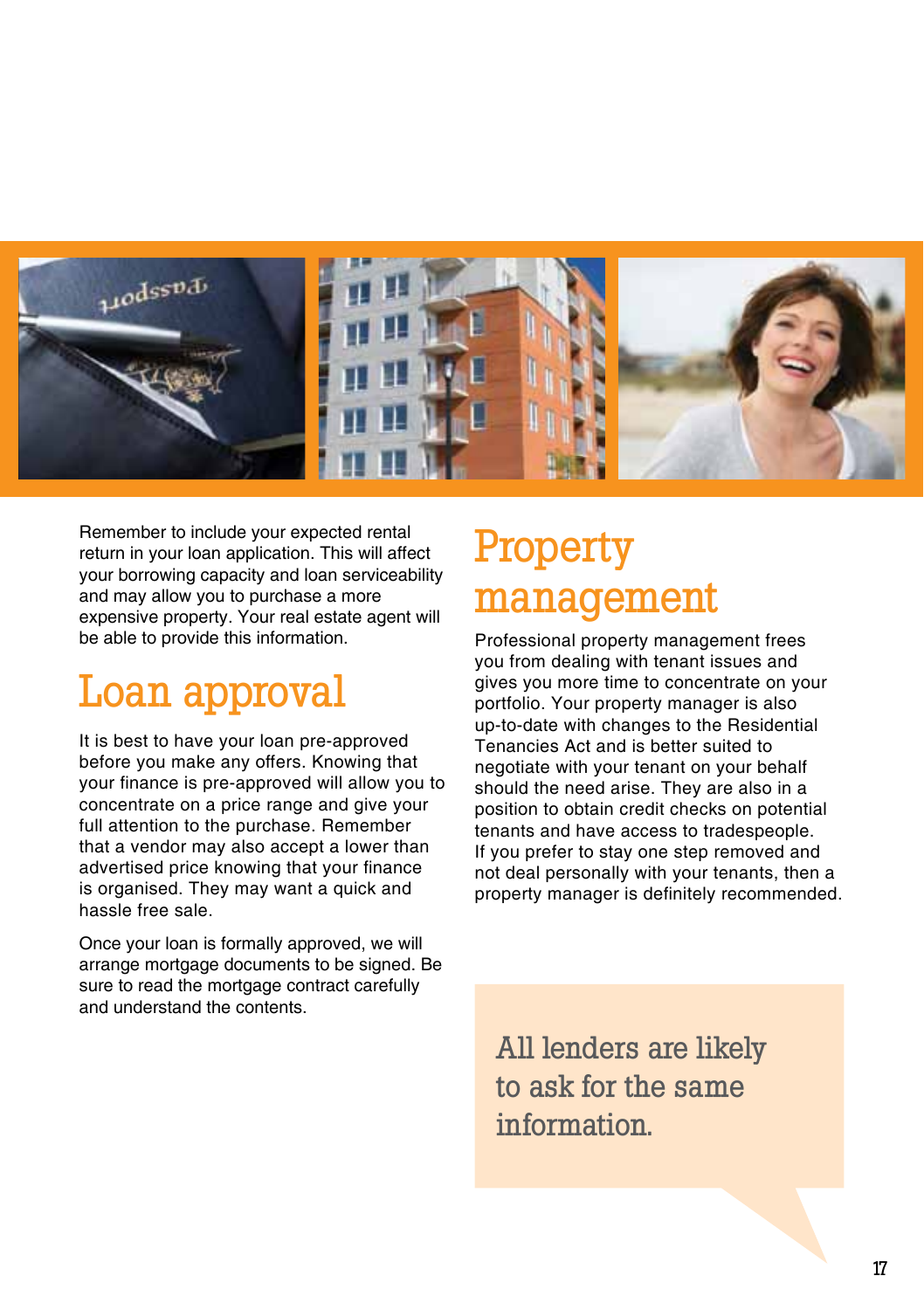Remember to include your expected rental return in your loan application. This will affect your borrowing capacity and loan serviceability and may allow you to purchase a more expensive property. Your real estate agent will be able to provide this information.

## Loan approval

It is best to have your loan pre-approved before you make any offers. Knowing that your finance is pre-approved will allow you to concentrate on a price range and give your full attention to the purchase. Remember that a vendor may also accept a lower than advertised price knowing that your finance is organised. They may want a quick and hassle free sale.

Once your loan is formally approved, we will arrange mortgage documents to be signed. Be sure to read the mortgage contract carefully and understand the contents.

## Property management

Professional property management frees you from dealing with tenant issues and gives you more time to concentrate on your portfolio. Your property manager is also up-to-date with changes to the Residential Tenancies Act and is better suited to negotiate with your tenant on your behalf should the need arise. They are also in a position to obtain credit checks on potential tenants and have access to tradespeople. If you prefer to stay one step removed and not deal personally with your tenants, then a property manager is definitely recommended.

All lenders are likely to ask for the same information.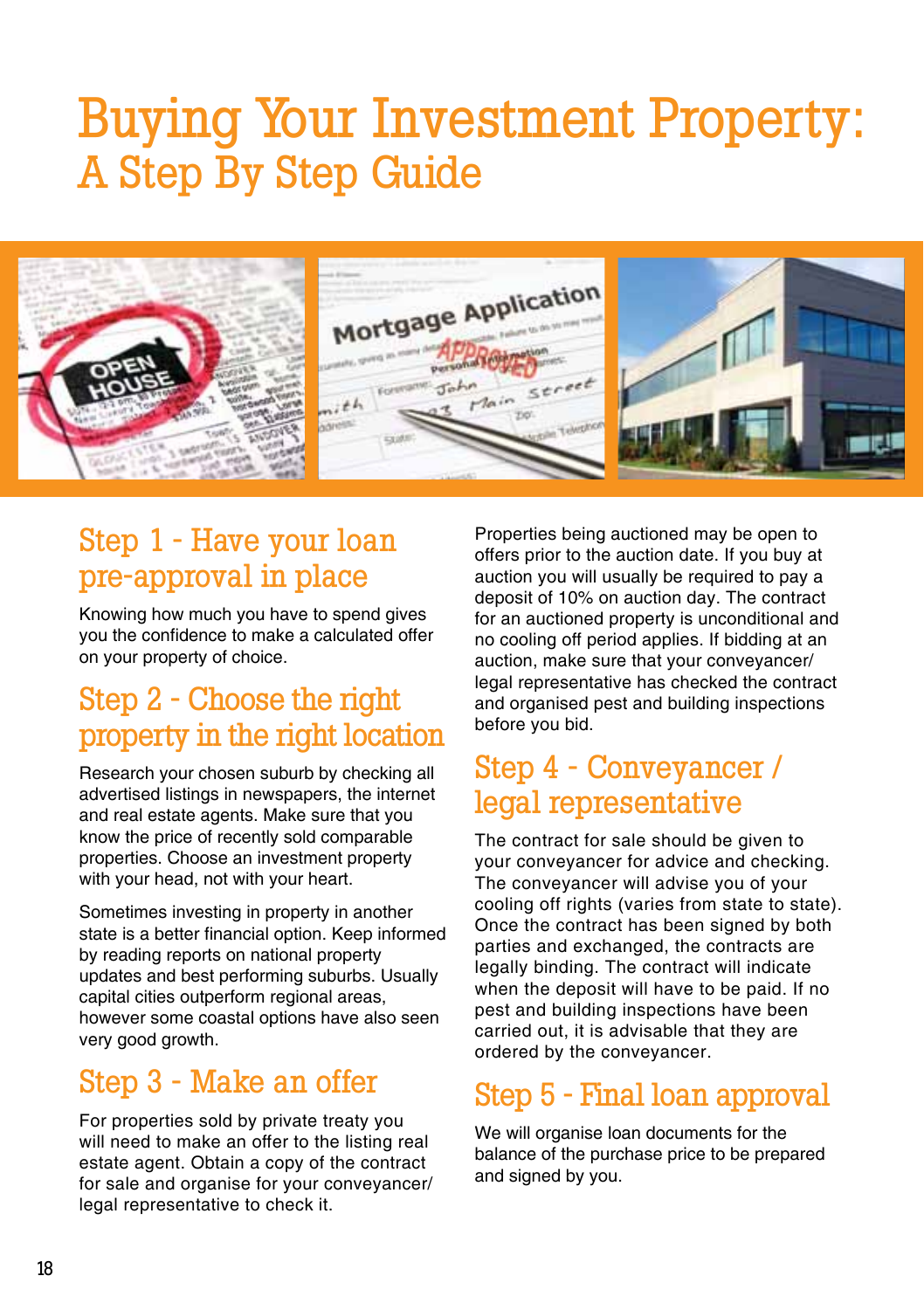# Buying Your Investment Property:
## A Step By Step Guide

## Step 1 - Have your loan pre-approval in place

Knowing how much you have to spend gives you the confidence to make a calculated offer on your property of choice.

## Step 2 - Choose the right property in the right location

Research your chosen suburb by checking all advertised listings in newspapers, the internet and real estate agents. Make sure that you know the price of recently sold comparable properties. Choose an investment property with your head, not with your heart.

Sometimes investing in property in another state is a better financial option. Keep informed by reading reports on national property updates and best performing suburbs. Usually capital cities outperform regional areas, however some coastal options have also seen very good growth.

## Step 3 - Make an offer

For properties sold by private treaty you will need to make an offer to the listing real estate agent. Obtain a copy of the contract for sale and organise for your conveyancer/ legal representative to check it.

Properties being auctioned may be open to offers prior to the auction date. If you buy at auction you will usually be required to pay a deposit of 10% on auction day. The contract for an auctioned property is unconditional and no cooling off period applies. If bidding at an auction, make sure that your conveyancer/ legal representative has checked the contract and organised pest and building inspections before you bid.

## Step 4 - Conveyancer / legal representative

The contract for sale should be given to your conveyancer for advice and checking. The conveyancer will advise you of your cooling off rights (varies from state to state). Once the contract has been signed by both parties and exchanged, the contracts are legally binding. The contract will indicate when the deposit will have to be paid. If no pest and building inspections have been carried out, it is advisable that they are ordered by the conveyancer.

## Step 5 - Final loan approval

We will organise loan documents for the balance of the purchase price to be prepared and signed by you.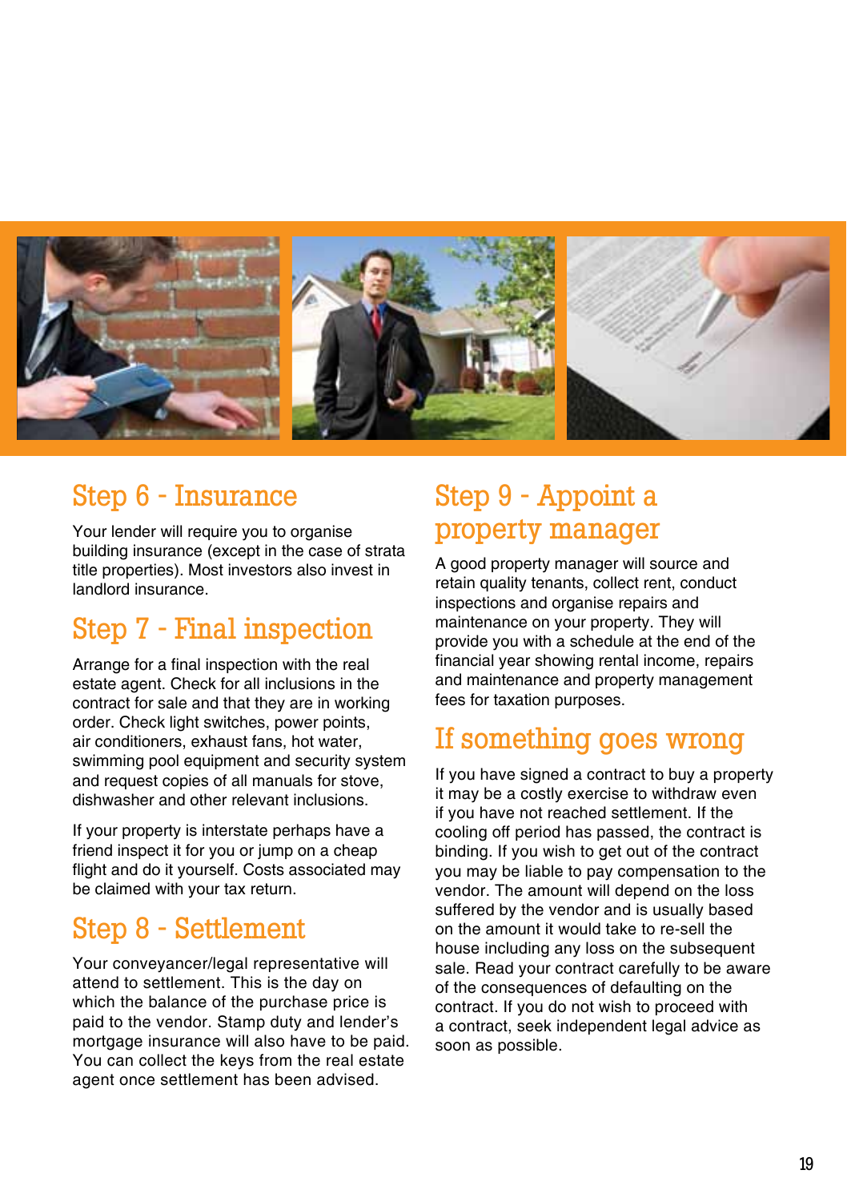## Step 6 - Insurance

Your lender will require you to organise building insurance (except in the case of strata title properties). Most investors also invest in landlord insurance.

## Step 7 - Final inspection

Arrange for a final inspection with the real estate agent. Check for all inclusions in the contract for sale and that they are in working order. Check light switches, power points, air conditioners, exhaust fans, hot water, swimming pool equipment and security system and request copies of all manuals for stove, dishwasher and other relevant inclusions.

If your property is interstate perhaps have a friend inspect it for you or jump on a cheap flight and do it yourself. Costs associated may be claimed with your tax return.

## Step 8 - Settlement

Your conveyancer/legal representative will attend to settlement. This is the day on which the balance of the purchase price is paid to the vendor. Stamp duty and lender's mortgage insurance will also have to be paid. You can collect the keys from the real estate agent once settlement has been advised.

## Step 9 - Appoint a property manager

A good property manager will source and retain quality tenants, collect rent, conduct inspections and organise repairs and maintenance on your property. They will provide you with a schedule at the end of the financial year showing rental income, repairs and maintenance and property management fees for taxation purposes.

## If something goes wrong

If you have signed a contract to buy a property it may be a costly exercise to withdraw even if you have not reached settlement. If the cooling off period has passed, the contract is binding. If you wish to get out of the contract you may be liable to pay compensation to the vendor. The amount will depend on the loss suffered by the vendor and is usually based on the amount it would take to re-sell the house including any loss on the subsequent sale. Read your contract carefully to be aware of the consequences of defaulting on the contract. If you do not wish to proceed with a contract, seek independent legal advice as soon as possible.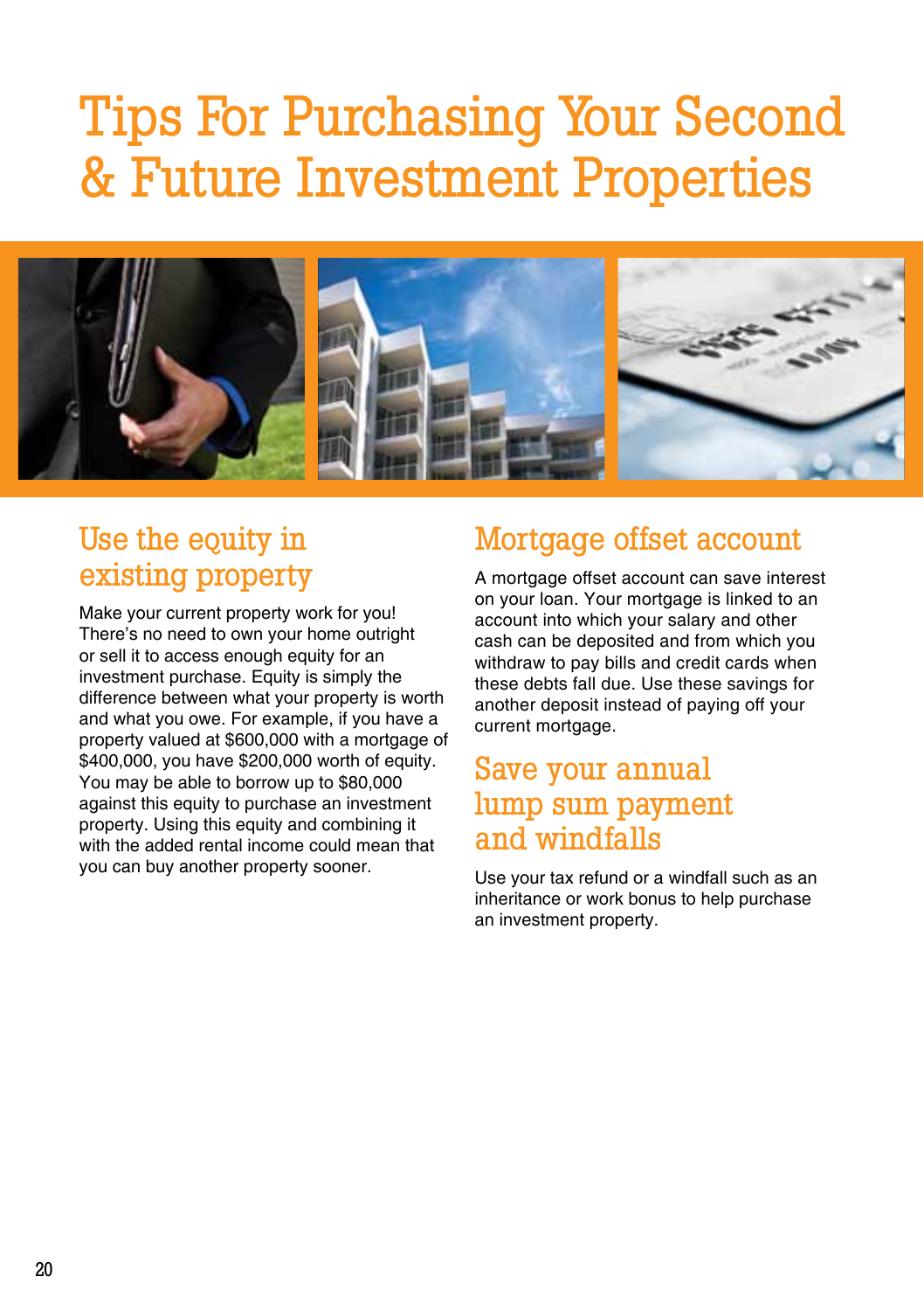# Tips For Purchasing Your Second & Future Investment Properties

## Use the equity in existing property

Make your current property work for you! There's no need to own your home outright or sell it to access enough equity for an investment purchase. Equity is simply the difference between what your property is worth and what you owe. For example, if you have a property valued at $600,000 with a mortgage of $400,000, you have $200,000 worth of equity. You may be able to borrow up to $80,000 against this equity to purchase an investment property. Using this equity and combining it with the added rental income could mean that you can buy another property sooner.

## Mortgage offset account

A mortgage offset account can save interest on your loan. Your mortgage is linked to an account into which your salary and other cash can be deposited and from which you withdraw to pay bills and credit cards when these debts fall due. Use these savings for another deposit instead of paying off your current mortgage.

## Save your annual lump sum payment and windfalls

Use your tax refund or a windfall such as an inheritance or work bonus to help purchase an investment property.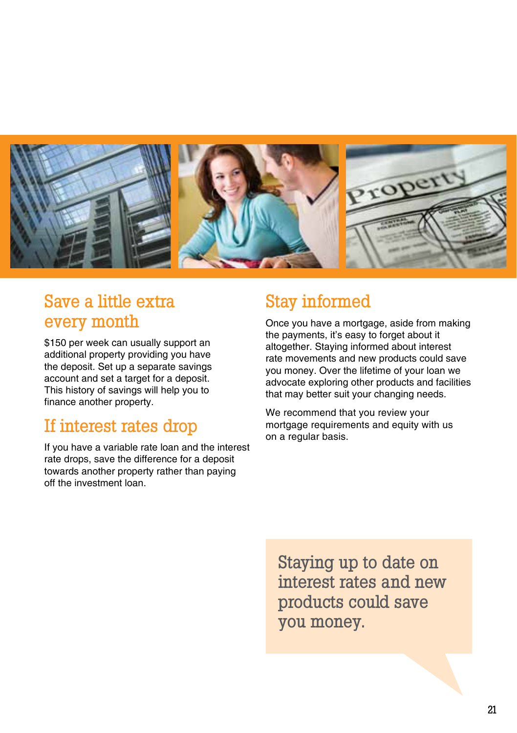## Save a little extra every month

$150 per week can usually support an additional property providing you have the deposit. Set up a separate savings account and set a target for a deposit. This history of savings will help you to finance another property.

## If interest rates drop

If you have a variable rate loan and the interest rate drops, save the difference for a deposit towards another property rather than paying off the investment loan.

## Stay informed

Once you have a mortgage, aside from making the payments, it's easy to forget about it altogether. Staying informed about interest rate movements and new products could save you money. Over the lifetime of your loan we advocate exploring other products and facilities that may better suit your changing needs.

We recommend that you review your mortgage requirements and equity with us on a regular basis.

> Staying up to date on interest rates and new products could save you money.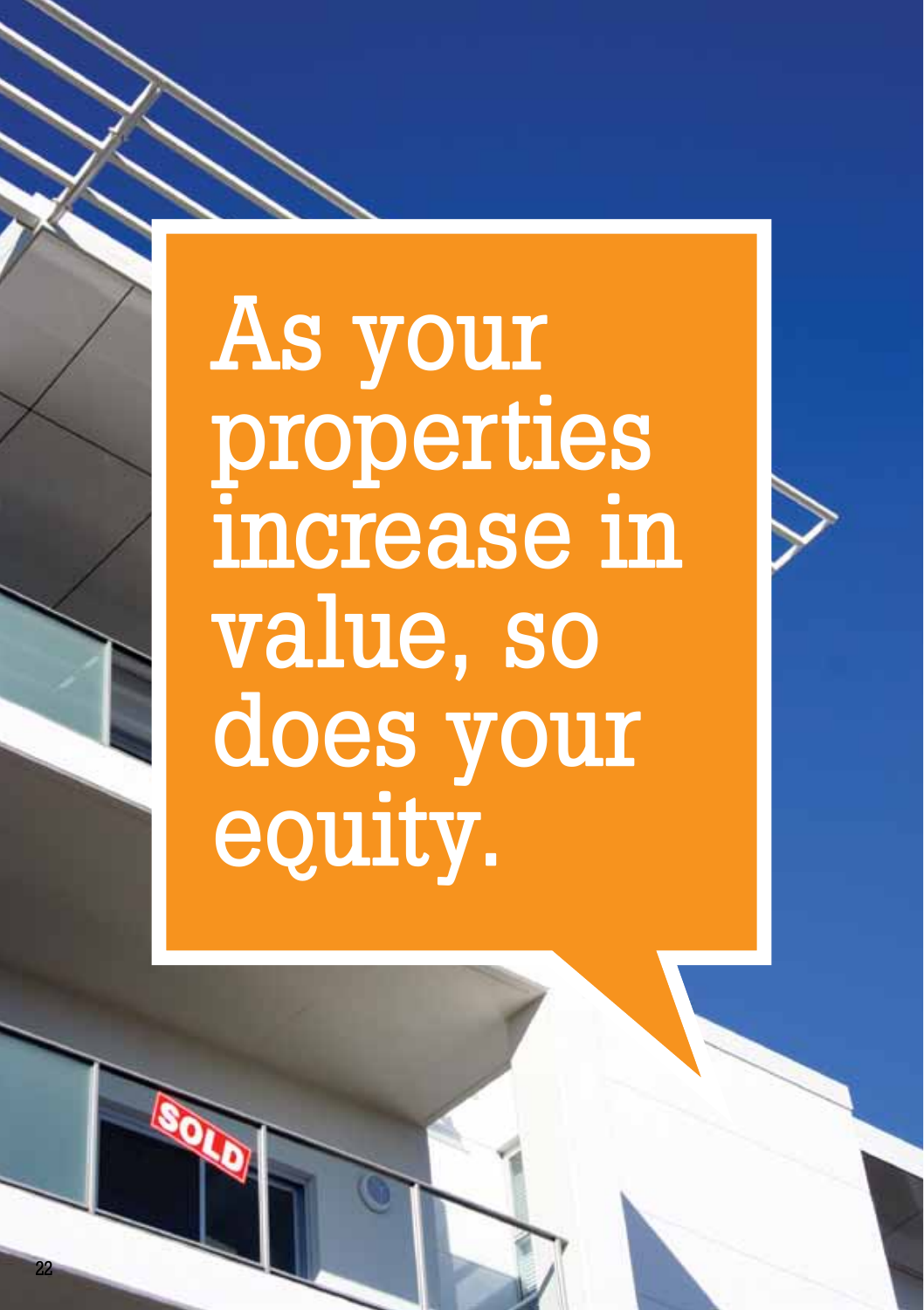As your properties increase in value, so does your equity.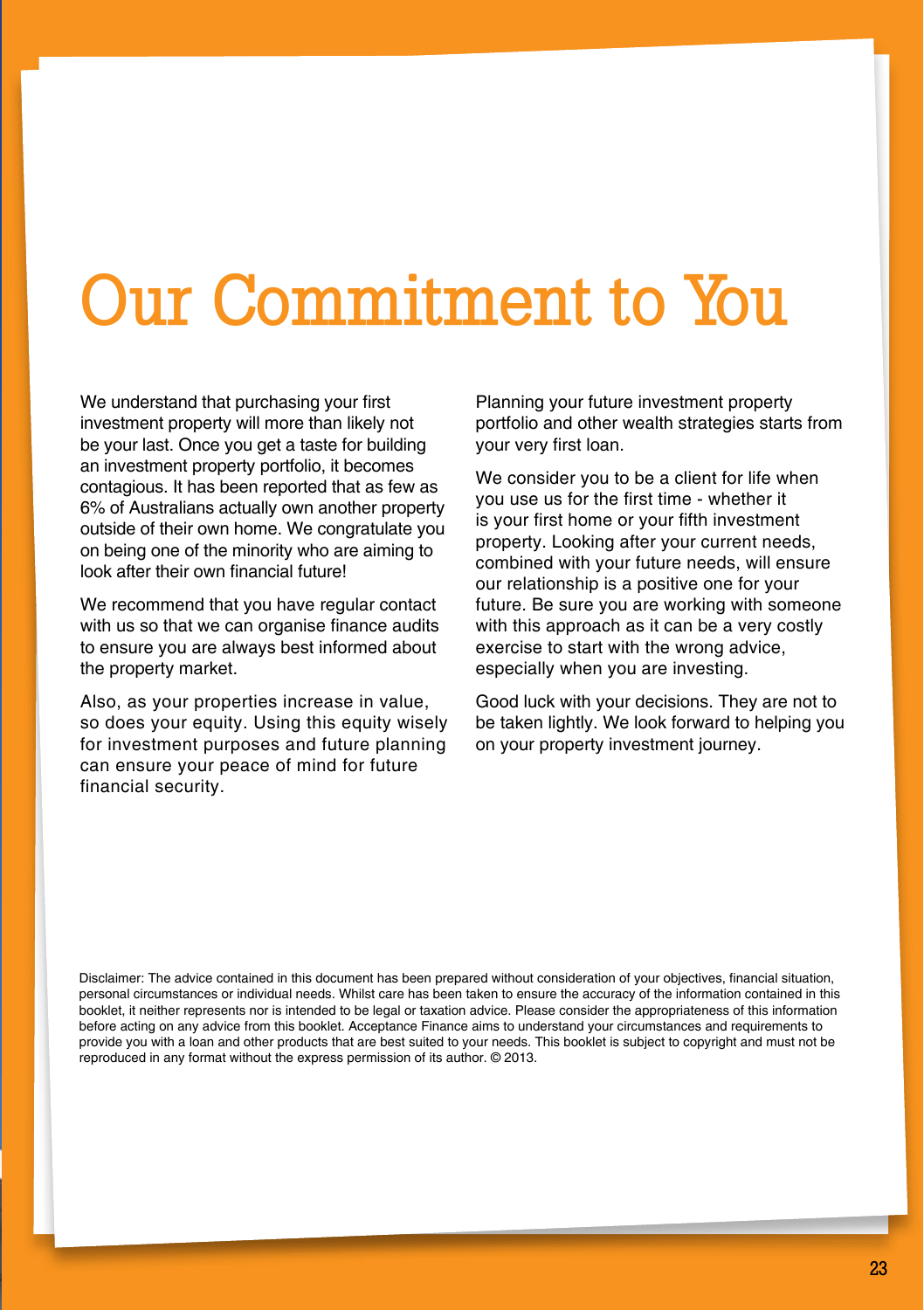# Our Commitment to You

We understand that purchasing your first investment property will more than likely not be your last. Once you get a taste for building an investment property portfolio, it becomes contagious. It has been reported that as few as 6% of Australians actually own another property outside of their own home. We congratulate you on being one of the minority who are aiming to look after their own financial future!

We recommend that you have regular contact with us so that we can organise finance audits to ensure you are always best informed about the property market.

Also, as your properties increase in value, so does your equity. Using this equity wisely for investment purposes and future planning can ensure your peace of mind for future financial security.

Planning your future investment property portfolio and other wealth strategies starts from your very first loan.

We consider you to be a client for life when you use us for the first time - whether it is your first home or your fifth investment property. Looking after your current needs, combined with your future needs, will ensure our relationship is a positive one for your future. Be sure you are working with someone with this approach as it can be a very costly exercise to start with the wrong advice, especially when you are investing.

Good luck with your decisions. They are not to be taken lightly. We look forward to helping you on your property investment journey.

Disclaimer: The advice contained in this document has been prepared without consideration of your objectives, financial situation, personal circumstances or individual needs. Whilst care has been taken to ensure the accuracy of the information contained in this booklet, it neither represents nor is intended to be legal or taxation advice. Please consider the appropriateness of this information before acting on any advice from this booklet. Acceptance Finance aims to understand your circumstances and requirements to provide you with a loan and other products that are best suited to your needs. This booklet is subject to copyright and must not be reproduced in any format without the express permission of its author. © 2013.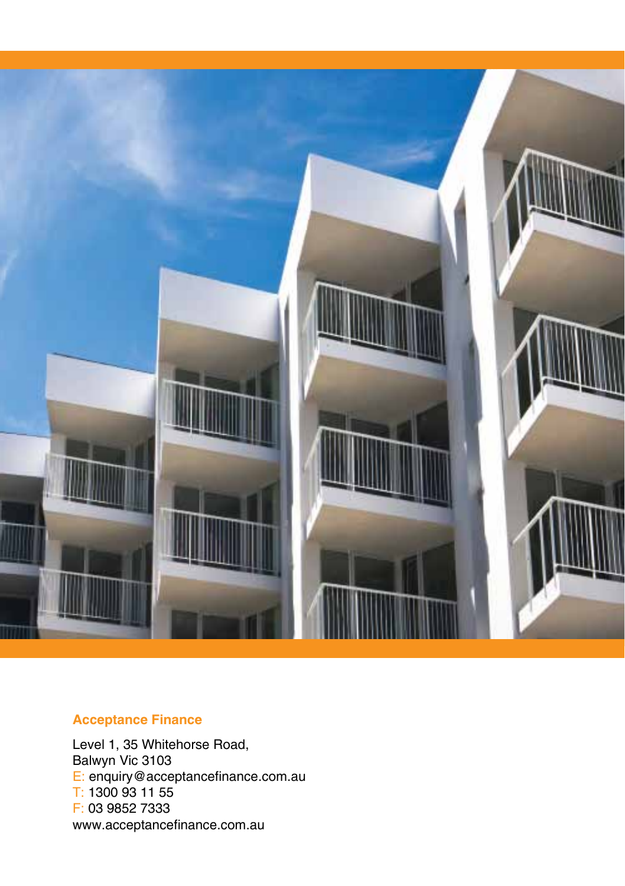**Acceptance Finance**

Level 1, 35 Whitehorse Road,
Balwyn Vic 3103
E: enquiry@acceptancefinance.com.au
T: 1300 93 11 55
F: 03 9852 7333
www.acceptancefinance.com.au